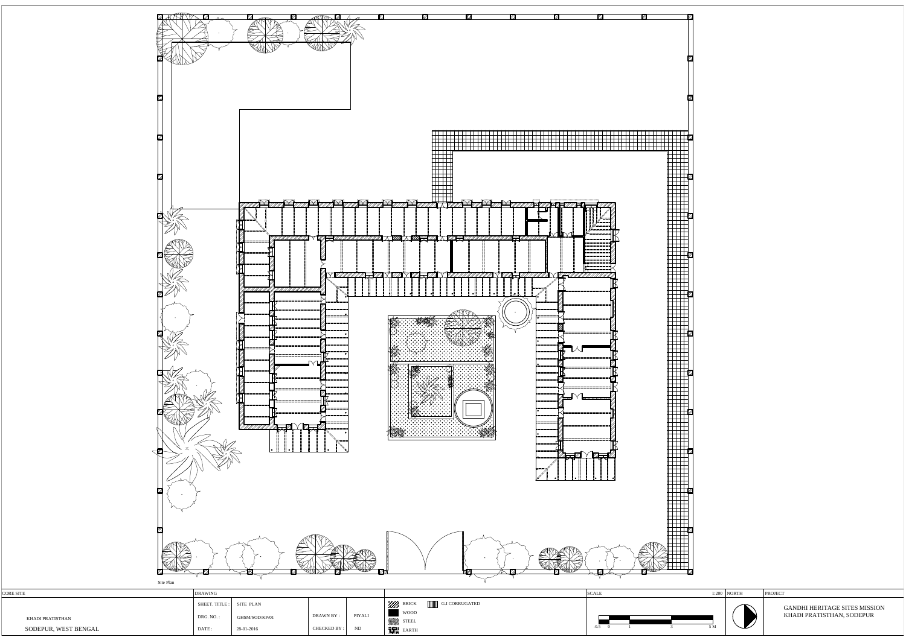Site Plan

| CORE SITE | DRAWING | | | | | SCALE | NORTH | PROJECT |
|---|---|---|---|---|---|---|---|---|
| KHADI PRATISTHAN<br>SODEPUR, WEST BENGAL | SHEET. TITLE : | SITE PLAN | DRAWN BY : | PIYALI | BRICK<br>WOOD<br>STEEL<br>EARTH<br>G.I CORRUGATED | 1:200<br>-0.5 0 1 3 5 M | | GANDHI HERITAGE SITES MISSION<br>KHADI PRATISTHAN, SODEPUR |
| | DRG. NO. : | GHSM/SOD/KP/01 | CHECKED BY : | ND | | | | |
| | DATE : | 28-01-2016 | | | | | | |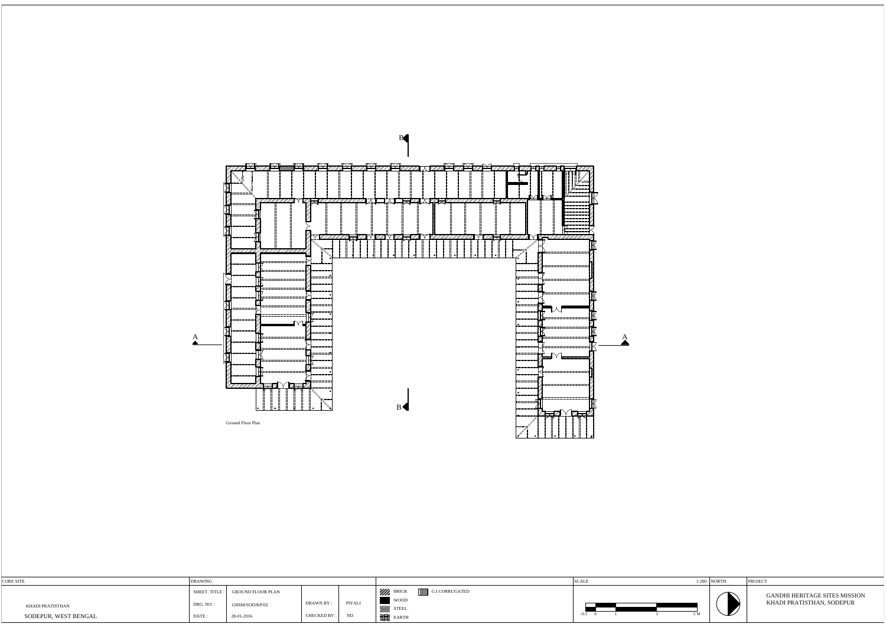B

A

A

B

Ground Floor Plan

| CORE SITE | DRAWING | | | | | SCALE 1:200 | NORTH | PROJECT |
|---|---|---|---|---|---|---|---|---|
| KHADI PRATISTHAN | SHEET. TITLE : | GROUND FLOOR PLAN | | | BRICK / G.I CORRUGATED | | | GANDHI HERITAGE SITES MISSION |
| SODEPUR, WEST BENGAL | DRG. NO. : | GHSM/SOD/KP/02 | DRAWN BY : | PIYALI | WOOD | -0.5 0 1 3 5 M | | KHADI PRATISTHAN, SODEPUR |
| | DATE : | 28-01-2016 | CHECKED BY : | ND | STEEL / EARTH | | | |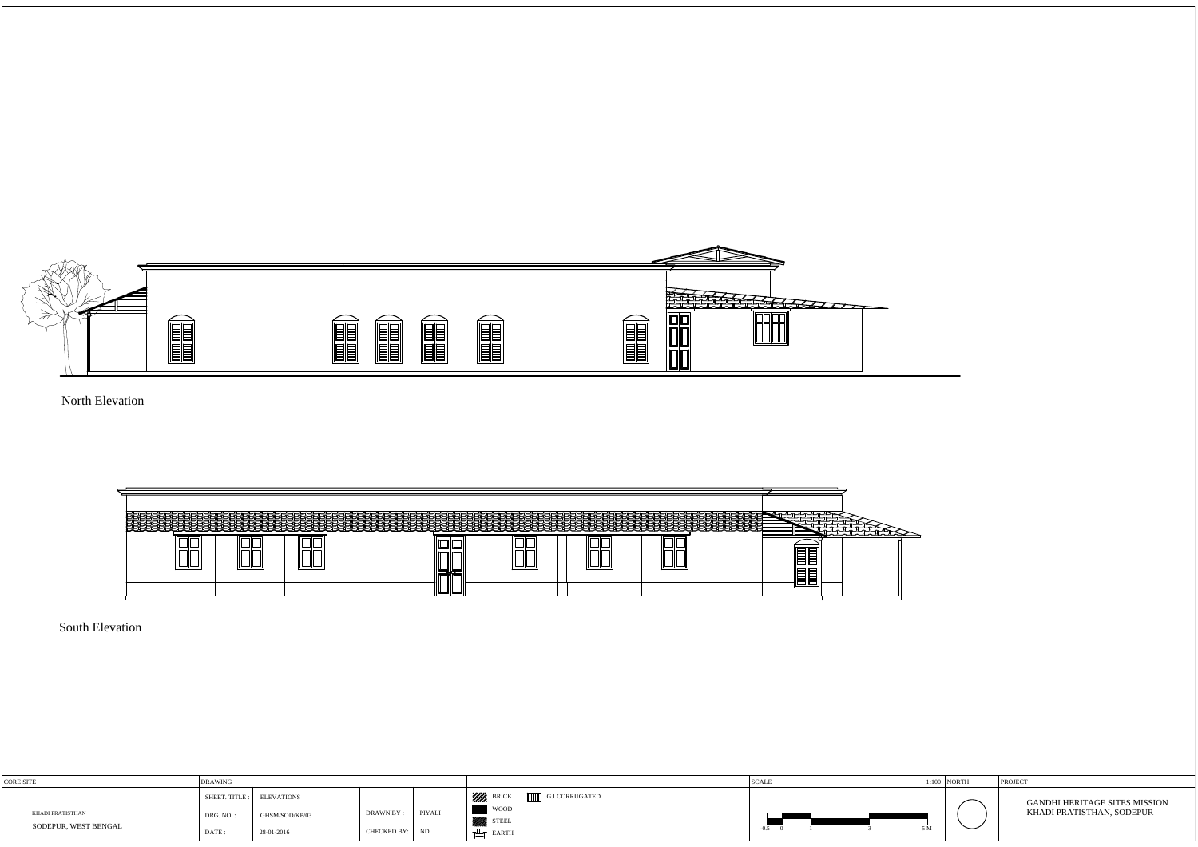North Elevation

South Elevation

| CORE SITE | DRAWING | | | | | SCALE 1:100 | NORTH | PROJECT |
|---|---|---|---|---|---|---|---|---|
| KHADI PRATISTHAN SODEPUR, WEST BENGAL | SHEET. TITLE : | ELEVATIONS | | | BRICK / G.I CORRUGATED / WOOD / STEEL / EARTH | -0.5 0 1 3 5 M | | GANDHI HERITAGE SITES MISSION KHADI PRATISTHAN, SODEPUR |
| | DRG. NO. : | GHSM/SOD/KP/03 | DRAWN BY : | PIYALI | | | | |
| | DATE : | 28-01-2016 | CHECKED BY: | ND | | | | |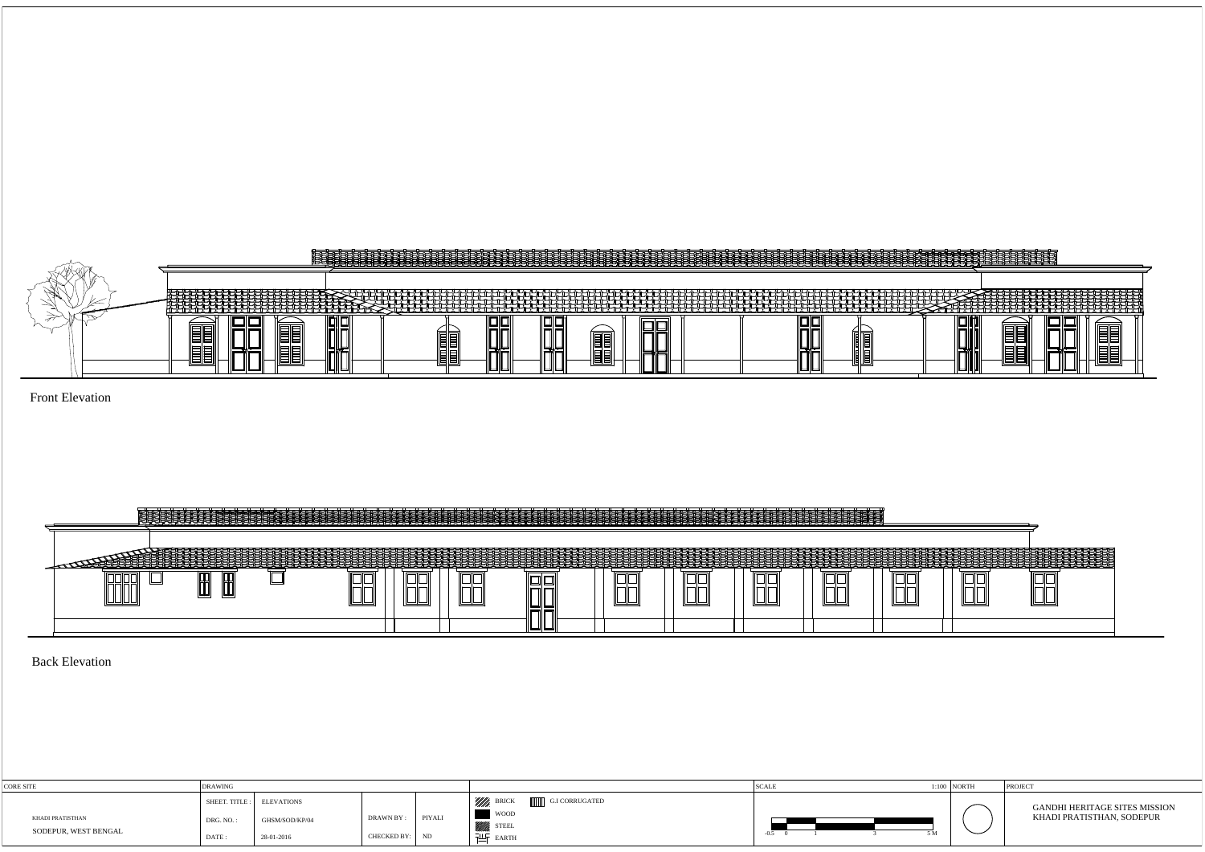Front Elevation

Back Elevation

| CORE SITE | DRAWING | | | | | SCALE 1:100 | NORTH | PROJECT |
|---|---|---|---|---|---|---|---|---|
| KHADI PRATISTHAN SODEPUR, WEST BENGAL | SHEET. TITLE : | ELEVATIONS | | | BRICK, G.I CORRUGATED, WOOD, STEEL, EARTH | -0.5 0 1 3 5 M | | GANDHI HERITAGE SITES MISSION KHADI PRATISTHAN, SODEPUR |
| | DRG. NO. : | GHSM/SOD/KP/04 | DRAWN BY : | PIYALI | | | | |
| | DATE : | 28-01-2016 | CHECKED BY: | ND | | | | |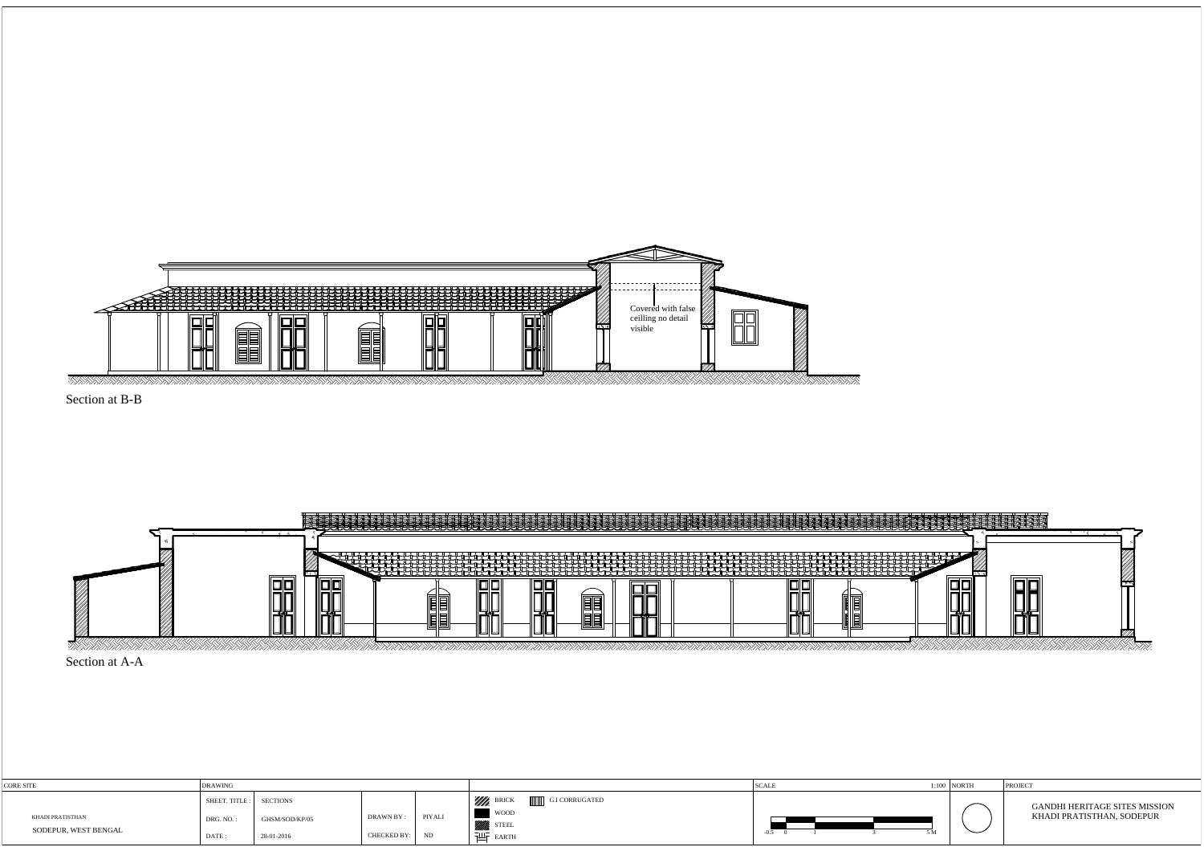Covered with false ceilling no detail visible

Section at B-B

Section at A-A

| CORE SITE | DRAWING | | | | | | SCALE 1:100 | NORTH | PROJECT |
|---|---|---|---|---|---|---|---|---|---|
| KHADI PRATISTHAN SODEPUR, WEST BENGAL | SHEET. TITLE : | SECTIONS | | | BRICK | G.I CORRUGATED | -0.5 0 1 3 5 M | | GANDHI HERITAGE SITES MISSION KHADI PRATISTHAN, SODEPUR |
| | DRG. NO. : | GHSM/SOD/KP/05 | DRAWN BY : | PIYALI | WOOD | | | | |
| | | | | | STEEL | | | | |
| | DATE : | 28-01-2016 | CHECKED BY: | ND | EARTH | | | | |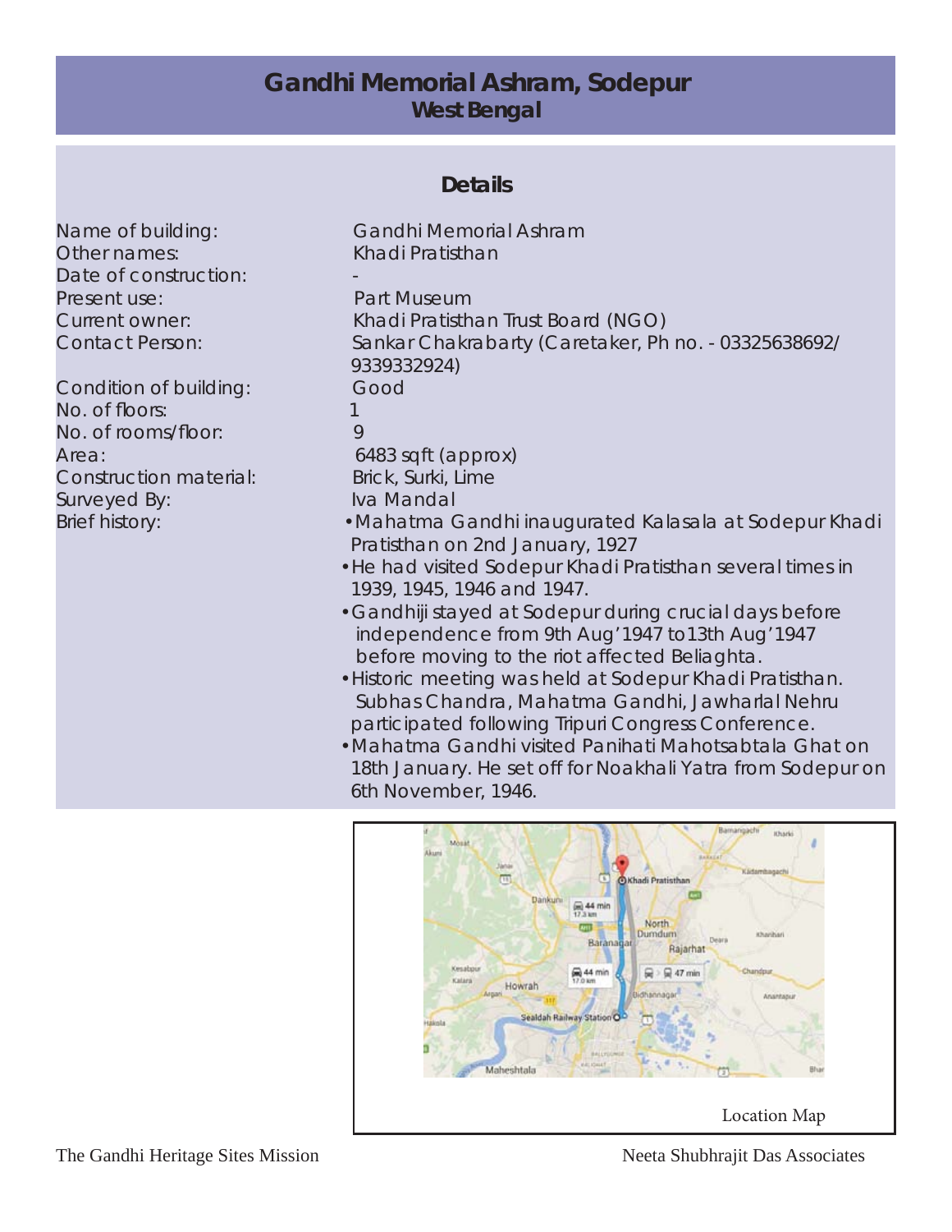# Gandhi Memorial Ashram, Sodepur
## West Bengal

### Details

| | |
|---|---|
| Name of building: | Gandhi Memorial Ashram |
| Other names: | Khadi Pratisthan |
| Date of construction: | - |
| Present use: | Part Museum |
| Current owner: | Khadi Pratisthan Trust Board (NGO) |
| Contact Person: | Sankar Chakrabarty (Caretaker, Ph no. - 03325638692/ 9339332924) |
| Condition of building: | Good |
| No. of floors: | 1 |
| No. of rooms/floor: | 9 |
| Area: | 6483 sqft (approx) |
| Construction material: | Brick, Surki, Lime |
| Surveyed By: | Iva Mandal |

Brief history:

- Mahatma Gandhi inaugurated Kalasala at Sodepur Khadi Pratisthan on 2nd January, 1927
- He had visited Sodepur Khadi Pratisthan several times in 1939, 1945, 1946 and 1947.
- Gandhiji stayed at Sodepur during crucial days before independence from 9th Aug'1947 to13th Aug'1947 before moving to the riot affected Beliaghta.
- Historic meeting was held at Sodepur Khadi Pratisthan. Subhas Chandra, Mahatma Gandhi, Jawharlal Nehru participated following Tripuri Congress Conference.
- Mahatma Gandhi visited Panihati Mahotsabtala Ghat on 18th January. He set off for Noakhali Yatra from Sodepur on 6th November, 1946.

Location Map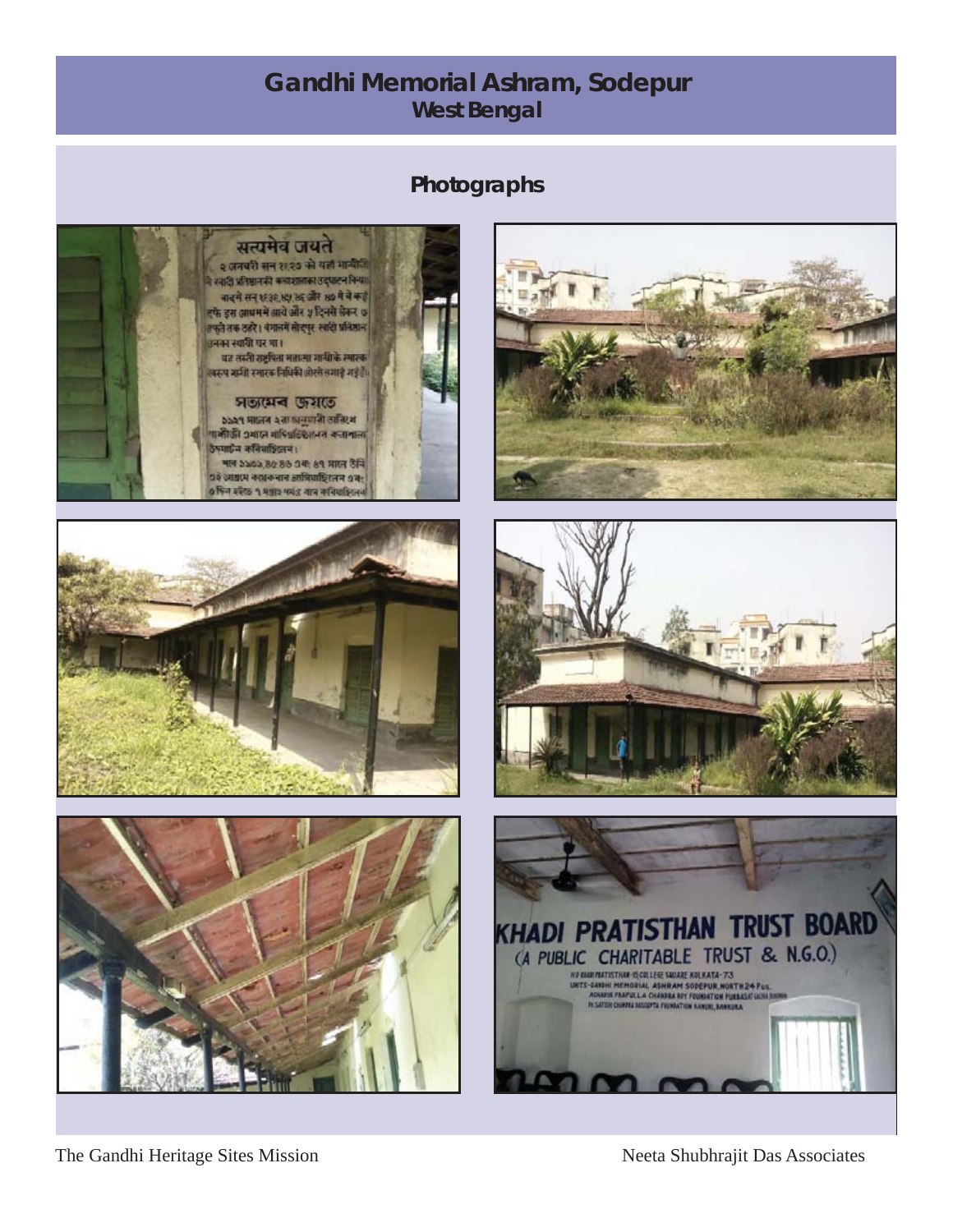# Gandhi Memorial Ashram, Sodepur
## West Bengal

### Photographs